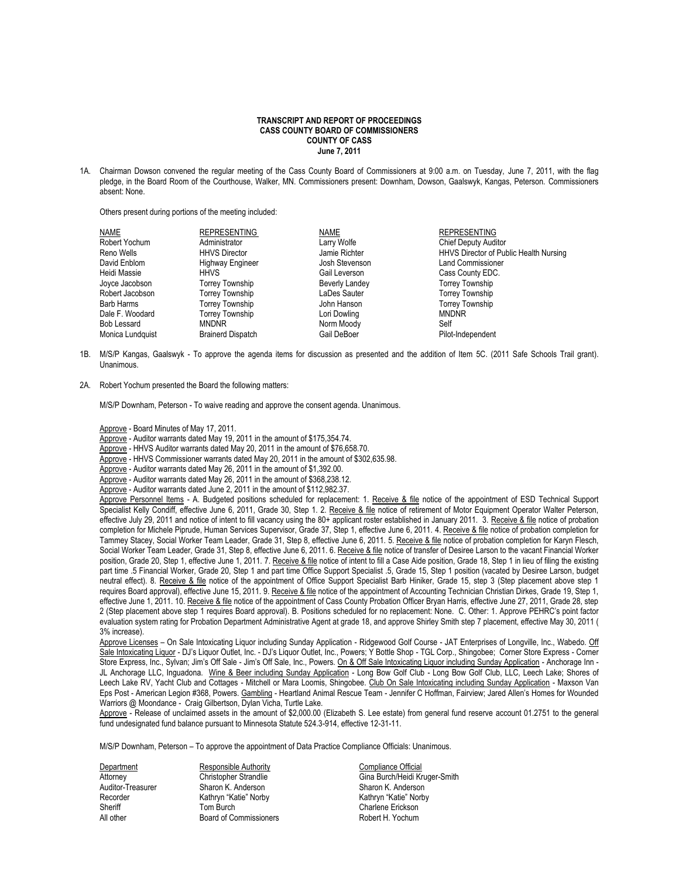**TRANSCRIPT AND REPORT OF PROCEEDINGS**
**CASS COUNTY BOARD OF COMMISSIONERS**
**COUNTY OF CASS**
**June 7, 2011**

1A. Chairman Dowson convened the regular meeting of the Cass County Board of Commissioners at 9:00 a.m. on Tuesday, June 7, 2011, with the flag pledge, in the Board Room of the Courthouse, Walker, MN. Commissioners present: Downham, Dowson, Gaalswyk, Kangas, Peterson. Commissioners absent: None.

Others present during portions of the meeting included:

| NAME | REPRESENTING | NAME | REPRESENTING |
|---|---|---|---|
| Robert Yochum | Administrator | Larry Wolfe | Chief Deputy Auditor |
| Reno Wells | HHVS Director | Jamie Richter | HHVS Director of Public Health Nursing |
| David Enblom | Highway Engineer | Josh Stevenson | Land Commissioner |
| Heidi Massie | HHVS | Gail Leverson | Cass County EDC. |
| Joyce Jacobson | Torrey Township | Beverly Landey | Torrey Township |
| Robert Jacobson | Torrey Township | LaDes Sauter | Torrey Township |
| Barb Harms | Torrey Township | John Hanson | Torrey Township |
| Dale F. Woodard | Torrey Township | Lori Dowling | MNDNR |
| Bob Lessard | MNDNR | Norm Moody | Self |
| Monica Lundquist | Brainerd Dispatch | Gail DeBoer | Pilot-Independent |

1B. M/S/P Kangas, Gaalswyk - To approve the agenda items for discussion as presented and the addition of Item 5C. (2011 Safe Schools Trail grant). Unanimous.

2A. Robert Yochum presented the Board the following matters:

M/S/P Downham, Peterson - To waive reading and approve the consent agenda. Unanimous.

Approve - Board Minutes of May 17, 2011.
Approve - Auditor warrants dated May 19, 2011 in the amount of $175,354.74.
Approve - HHVS Auditor warrants dated May 20, 2011 in the amount of $76,658.70.
Approve - HHVS Commissioner warrants dated May 20, 2011 in the amount of $302,635.98.
Approve - Auditor warrants dated May 26, 2011 in the amount of $1,392.00.
Approve - Auditor warrants dated May 26, 2011 in the amount of $368,238.12.
Approve - Auditor warrants dated June 2, 2011 in the amount of $112,982.37.
Approve Personnel Items - A. Budgeted positions scheduled for replacement: 1. Receive & file notice of the appointment of ESD Technical Support Specialist Kelly Condiff, effective June 6, 2011, Grade 30, Step 1. 2. Receive & file notice of retirement of Motor Equipment Operator Walter Peterson, effective July 29, 2011 and notice of intent to fill vacancy using the 80+ applicant roster established in January 2011. 3. Receive & file notice of probation completion for Michele Piprude, Human Services Supervisor, Grade 37, Step 1, effective June 6, 2011. 4. Receive & file notice of probation completion for Tammey Stacey, Social Worker Team Leader, Grade 31, Step 8, effective June 6, 2011. 5. Receive & file notice of probation completion for Karyn Flesch, Social Worker Team Leader, Grade 31, Step 8, effective June 6, 2011. 6. Receive & file notice of transfer of Desiree Larson to the vacant Financial Worker position, Grade 20, Step 1, effective June 1, 2011. 7. Receive & file notice of intent to fill a Case Aide position, Grade 18, Step 1 in lieu of filing the existing part time .5 Financial Worker, Grade 20, Step 1 and part time Office Support Specialist .5, Grade 15, Step 1 position (vacated by Desiree Larson, budget neutral effect). 8. Receive & file notice of the appointment of Office Support Specialist Barb Hiniker, Grade 15, step 3 (Step placement above step 1 requires Board approval), effective June 15, 2011. 9. Receive & file notice of the appointment of Accounting Technician Christian Dirkes, Grade 19, Step 1, effective June 1, 2011. 10. Receive & file notice of the appointment of Cass County Probation Officer Bryan Harris, effective June 27, 2011, Grade 28, step 2 (Step placement above step 1 requires Board approval). B. Positions scheduled for no replacement: None. C. Other: 1. Approve PEHRC's point factor evaluation system rating for Probation Department Administrative Agent at grade 18, and approve Shirley Smith step 7 placement, effective May 30, 2011 ( 3% increase).

Approve Licenses – On Sale Intoxicating Liquor including Sunday Application - Ridgewood Golf Course - JAT Enterprises of Longville, Inc., Wabedo. Off Sale Intoxicating Liquor - DJ's Liquor Outlet, Inc. - DJ's Liquor Outlet, Inc., Powers; Y Bottle Shop - TGL Corp., Shingobee; Corner Store Express - Corner Store Express, Inc., Sylvan; Jim's Off Sale - Jim's Off Sale, Inc., Powers. On & Off Sale Intoxicating Liquor including Sunday Application - Anchorage Inn - JL Anchorage LLC, Inguadona. Wine & Beer including Sunday Application - Long Bow Golf Club - Long Bow Golf Club, LLC, Leech Lake; Shores of Leech Lake RV, Yacht Club and Cottages - Mitchell or Mara Loomis, Shingobee. Club On Sale Intoxicating including Sunday Application - Maxson Van Eps Post - American Legion #368, Powers. Gambling - Heartland Animal Rescue Team - Jennifer C Hoffman, Fairview; Jared Allen's Homes for Wounded Warriors @ Moondance - Craig Gilbertson, Dylan Vicha, Turtle Lake.

Approve - Release of unclaimed assets in the amount of $2,000.00 (Elizabeth S. Lee estate) from general fund reserve account 01.2751 to the general fund undesignated fund balance pursuant to Minnesota Statute 524.3-914, effective 12-31-11.

M/S/P Downham, Peterson – To approve the appointment of Data Practice Compliance Officials: Unanimous.

| Department | Responsible Authority | Compliance Official |
|---|---|---|
| Attorney | Christopher Strandlie | Gina Burch/Heidi Kruger-Smith |
| Auditor-Treasurer | Sharon K. Anderson | Sharon K. Anderson |
| Recorder | Kathryn "Katie" Norby | Kathryn "Katie" Norby |
| Sheriff | Tom Burch | Charlene Erickson |
| All other | Board of Commissioners | Robert H. Yochum |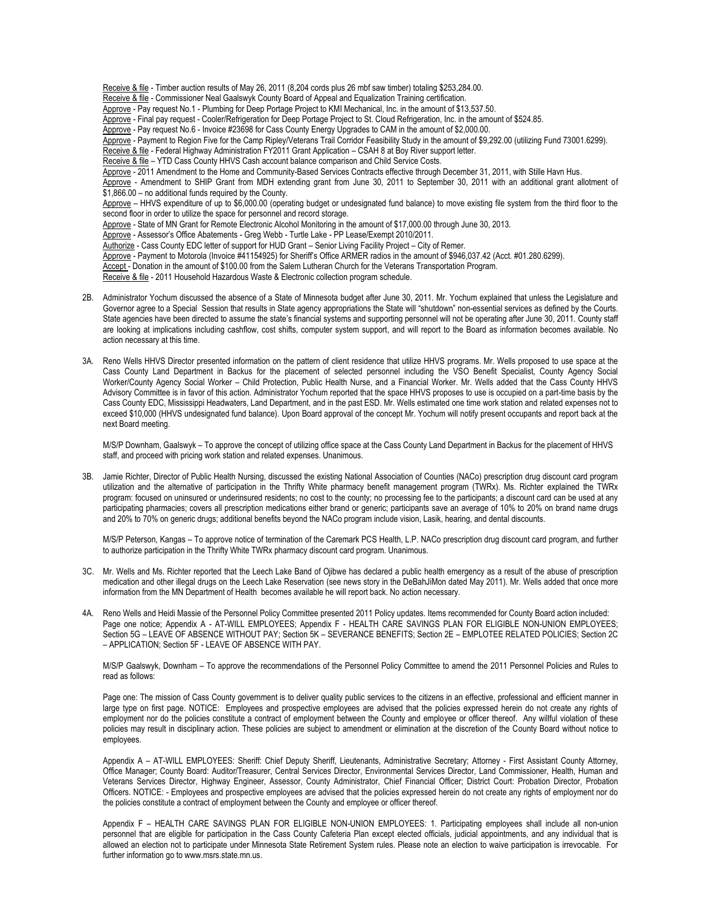Receive & file - Timber auction results of May 26, 2011 (8,204 cords plus 26 mbf saw timber) totaling $253,284.00.
Receive & file - Commissioner Neal Gaalswyk County Board of Appeal and Equalization Training certification.
Approve - Pay request No.1 - Plumbing for Deep Portage Project to KMI Mechanical, Inc. in the amount of $13,537.50.
Approve - Final pay request - Cooler/Refrigeration for Deep Portage Project to St. Cloud Refrigeration, Inc. in the amount of $524.85.
Approve - Pay request No.6 - Invoice #23698 for Cass County Energy Upgrades to CAM in the amount of $2,000.00.
Approve - Payment to Region Five for the Camp Ripley/Veterans Trail Corridor Feasibility Study in the amount of $9,292.00 (utilizing Fund 73001.6299).
Receive & file - Federal Highway Administration FY2011 Grant Application – CSAH 8 at Boy River support letter.
Receive & file – YTD Cass County HHVS Cash account balance comparison and Child Service Costs.
Approve - 2011 Amendment to the Home and Community-Based Services Contracts effective through December 31, 2011, with Stille Havn Hus.
Approve - Amendment to SHIP Grant from MDH extending grant from June 30, 2011 to September 30, 2011 with an additional grant allotment of $1,866.00 – no additional funds required by the County.
Approve – HHVS expenditure of up to $6,000.00 (operating budget or undesignated fund balance) to move existing file system from the third floor to the second floor in order to utilize the space for personnel and record storage.
Approve - State of MN Grant for Remote Electronic Alcohol Monitoring in the amount of $17,000.00 through June 30, 2013.
Approve - Assessor's Office Abatements - Greg Webb - Turtle Lake - PP Lease/Exempt 2010/2011.
Authorize - Cass County EDC letter of support for HUD Grant – Senior Living Facility Project – City of Remer.
Approve - Payment to Motorola (Invoice #41154925) for Sheriff's Office ARMER radios in the amount of $946,037.42 (Acct. #01.280.6299).
Accept - Donation in the amount of $100.00 from the Salem Lutheran Church for the Veterans Transportation Program.
Receive & file - 2011 Household Hazardous Waste & Electronic collection program schedule.

2B. Administrator Yochum discussed the absence of a State of Minnesota budget after June 30, 2011. Mr. Yochum explained that unless the Legislature and Governor agree to a Special Session that results in State agency appropriations the State will "shutdown" non-essential services as defined by the Courts. State agencies have been directed to assume the state's financial systems and supporting personnel will not be operating after June 30, 2011. County staff are looking at implications including cashflow, cost shifts, computer system support, and will report to the Board as information becomes available. No action necessary at this time.

3A. Reno Wells HHVS Director presented information on the pattern of client residence that utilize HHVS programs. Mr. Wells proposed to use space at the Cass County Land Department in Backus for the placement of selected personnel including the VSO Benefit Specialist, County Agency Social Worker/County Agency Social Worker – Child Protection, Public Health Nurse, and a Financial Worker. Mr. Wells added that the Cass County HHVS Advisory Committee is in favor of this action. Administrator Yochum reported that the space HHVS proposes to use is occupied on a part-time basis by the Cass County EDC, Mississippi Headwaters, Land Department, and in the past ESD. Mr. Wells estimated one time work station and related expenses not to exceed $10,000 (HHVS undesignated fund balance). Upon Board approval of the concept Mr. Yochum will notify present occupants and report back at the next Board meeting.

M/S/P Downham, Gaalswyk – To approve the concept of utilizing office space at the Cass County Land Department in Backus for the placement of HHVS staff, and proceed with pricing work station and related expenses. Unanimous.

3B. Jamie Richter, Director of Public Health Nursing, discussed the existing National Association of Counties (NACo) prescription drug discount card program utilization and the alternative of participation in the Thrifty White pharmacy benefit management program (TWRx). Ms. Richter explained the TWRx program: focused on uninsured or underinsured residents; no cost to the county; no processing fee to the participants; a discount card can be used at any participating pharmacies; covers all prescription medications either brand or generic; participants save an average of 10% to 20% on brand name drugs and 20% to 70% on generic drugs; additional benefits beyond the NACo program include vision, Lasik, hearing, and dental discounts.

M/S/P Peterson, Kangas – To approve notice of termination of the Caremark PCS Health, L.P. NACo prescription drug discount card program, and further to authorize participation in the Thrifty White TWRx pharmacy discount card program. Unanimous.

3C. Mr. Wells and Ms. Richter reported that the Leech Lake Band of Ojibwe has declared a public health emergency as a result of the abuse of prescription medication and other illegal drugs on the Leech Lake Reservation (see news story in the DeBahJiMon dated May 2011). Mr. Wells added that once more information from the MN Department of Health becomes available he will report back. No action necessary.

4A. Reno Wells and Heidi Massie of the Personnel Policy Committee presented 2011 Policy updates. Items recommended for County Board action included: Page one notice; Appendix A - AT-WILL EMPLOYEES; Appendix F - HEALTH CARE SAVINGS PLAN FOR ELIGIBLE NON-UNION EMPLOYEES; Section 5G – LEAVE OF ABSENCE WITHOUT PAY; Section 5K – SEVERANCE BENEFITS; Section 2E – EMPLOTEE RELATED POLICIES; Section 2C – APPLICATION; Section 5F - LEAVE OF ABSENCE WITH PAY.

M/S/P Gaalswyk, Downham – To approve the recommendations of the Personnel Policy Committee to amend the 2011 Personnel Policies and Rules to read as follows:

Page one: The mission of Cass County government is to deliver quality public services to the citizens in an effective, professional and efficient manner in large type on first page. NOTICE: Employees and prospective employees are advised that the policies expressed herein do not create any rights of employment nor do the policies constitute a contract of employment between the County and employee or officer thereof. Any willful violation of these policies may result in disciplinary action. These policies are subject to amendment or elimination at the discretion of the County Board without notice to employees.

Appendix A – AT-WILL EMPLOYEES: Sheriff: Chief Deputy Sheriff, Lieutenants, Administrative Secretary; Attorney - First Assistant County Attorney, Office Manager; County Board: Auditor/Treasurer, Central Services Director, Environmental Services Director, Land Commissioner, Health, Human and Veterans Services Director, Highway Engineer, Assessor, County Administrator, Chief Financial Officer; District Court: Probation Director, Probation Officers. NOTICE: - Employees and prospective employees are advised that the policies expressed herein do not create any rights of employment nor do the policies constitute a contract of employment between the County and employee or officer thereof.

Appendix F – HEALTH CARE SAVINGS PLAN FOR ELIGIBLE NON-UNION EMPLOYEES: 1. Participating employees shall include all non-union personnel that are eligible for participation in the Cass County Cafeteria Plan except elected officials, judicial appointments, and any individual that is allowed an election not to participate under Minnesota State Retirement System rules. Please note an election to waive participation is irrevocable. For further information go to www.msrs.state.mn.us.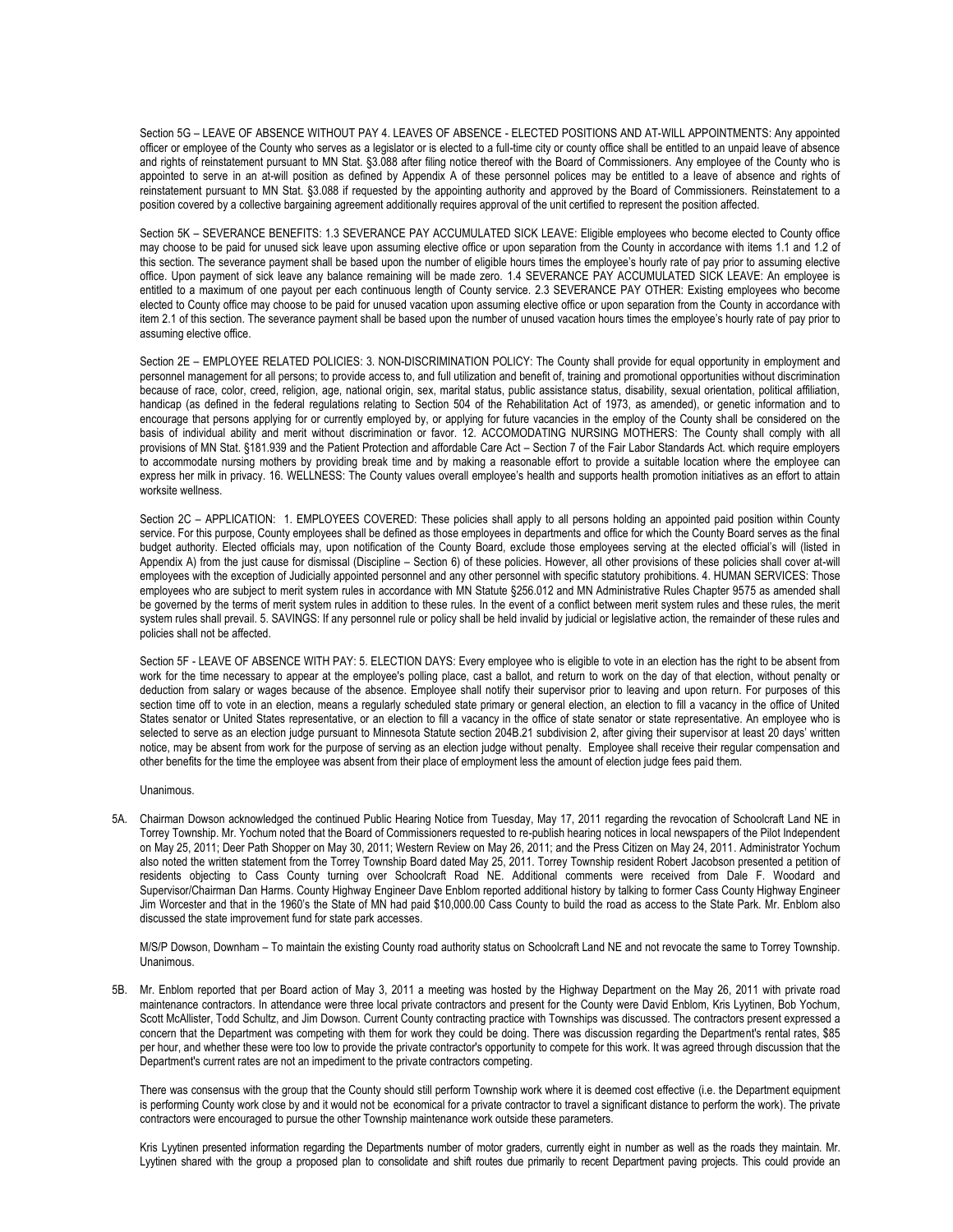Section 5G – LEAVE OF ABSENCE WITHOUT PAY 4. LEAVES OF ABSENCE - ELECTED POSITIONS AND AT-WILL APPOINTMENTS: Any appointed officer or employee of the County who serves as a legislator or is elected to a full-time city or county office shall be entitled to an unpaid leave of absence and rights of reinstatement pursuant to MN Stat. §3.088 after filing notice thereof with the Board of Commissioners. Any employee of the County who is appointed to serve in an at-will position as defined by Appendix A of these personnel polices may be entitled to a leave of absence and rights of reinstatement pursuant to MN Stat. §3.088 if requested by the appointing authority and approved by the Board of Commissioners. Reinstatement to a position covered by a collective bargaining agreement additionally requires approval of the unit certified to represent the position affected.

Section 5K – SEVERANCE BENEFITS: 1.3 SEVERANCE PAY ACCUMULATED SICK LEAVE: Eligible employees who become elected to County office may choose to be paid for unused sick leave upon assuming elective office or upon separation from the County in accordance with items 1.1 and 1.2 of this section. The severance payment shall be based upon the number of eligible hours times the employee's hourly rate of pay prior to assuming elective office. Upon payment of sick leave any balance remaining will be made zero. 1.4 SEVERANCE PAY ACCUMULATED SICK LEAVE: An employee is entitled to a maximum of one payout per each continuous length of County service. 2.3 SEVERANCE PAY OTHER: Existing employees who become elected to County office may choose to be paid for unused vacation upon assuming elective office or upon separation from the County in accordance with item 2.1 of this section. The severance payment shall be based upon the number of unused vacation hours times the employee's hourly rate of pay prior to assuming elective office.

Section 2E – EMPLOYEE RELATED POLICIES: 3. NON-DISCRIMINATION POLICY: The County shall provide for equal opportunity in employment and personnel management for all persons; to provide access to, and full utilization and benefit of, training and promotional opportunities without discrimination because of race, color, creed, religion, age, national origin, sex, marital status, public assistance status, disability, sexual orientation, political affiliation, handicap (as defined in the federal regulations relating to Section 504 of the Rehabilitation Act of 1973, as amended), or genetic information and to encourage that persons applying for or currently employed by, or applying for future vacancies in the employ of the County shall be considered on the basis of individual ability and merit without discrimination or favor. 12. ACCOMODATING NURSING MOTHERS: The County shall comply with all provisions of MN Stat. §181.939 and the Patient Protection and affordable Care Act – Section 7 of the Fair Labor Standards Act. which require employers to accommodate nursing mothers by providing break time and by making a reasonable effort to provide a suitable location where the employee can express her milk in privacy. 16. WELLNESS: The County values overall employee's health and supports health promotion initiatives as an effort to attain worksite wellness.

Section 2C – APPLICATION: 1. EMPLOYEES COVERED: These policies shall apply to all persons holding an appointed paid position within County service. For this purpose, County employees shall be defined as those employees in departments and office for which the County Board serves as the final budget authority. Elected officials may, upon notification of the County Board, exclude those employees serving at the elected official's will (listed in Appendix A) from the just cause for dismissal (Discipline – Section 6) of these policies. However, all other provisions of these policies shall cover at-will employees with the exception of Judicially appointed personnel and any other personnel with specific statutory prohibitions. 4. HUMAN SERVICES: Those employees who are subject to merit system rules in accordance with MN Statute §256.012 and MN Administrative Rules Chapter 9575 as amended shall be governed by the terms of merit system rules in addition to these rules. In the event of a conflict between merit system rules and these rules, the merit system rules shall prevail. 5. SAVINGS: If any personnel rule or policy shall be held invalid by judicial or legislative action, the remainder of these rules and policies shall not be affected.

Section 5F - LEAVE OF ABSENCE WITH PAY: 5. ELECTION DAYS: Every employee who is eligible to vote in an election has the right to be absent from work for the time necessary to appear at the employee's polling place, cast a ballot, and return to work on the day of that election, without penalty or deduction from salary or wages because of the absence. Employee shall notify their supervisor prior to leaving and upon return. For purposes of this section time off to vote in an election, means a regularly scheduled state primary or general election, an election to fill a vacancy in the office of United States senator or United States representative, or an election to fill a vacancy in the office of state senator or state representative. An employee who is selected to serve as an election judge pursuant to Minnesota Statute section 204B.21 subdivision 2, after giving their supervisor at least 20 days' written notice, may be absent from work for the purpose of serving as an election judge without penalty. Employee shall receive their regular compensation and other benefits for the time the employee was absent from their place of employment less the amount of election judge fees paid them.

Unanimous.

5A. Chairman Dowson acknowledged the continued Public Hearing Notice from Tuesday, May 17, 2011 regarding the revocation of Schoolcraft Land NE in Torrey Township. Mr. Yochum noted that the Board of Commissioners requested to re-publish hearing notices in local newspapers of the Pilot Independent on May 25, 2011; Deer Path Shopper on May 30, 2011; Western Review on May 26, 2011; and the Press Citizen on May 24, 2011. Administrator Yochum also noted the written statement from the Torrey Township Board dated May 25, 2011. Torrey Township resident Robert Jacobson presented a petition of residents objecting to Cass County turning over Schoolcraft Road NE. Additional comments were received from Dale F. Woodard and Supervisor/Chairman Dan Harms. County Highway Engineer Dave Enblom reported additional history by talking to former Cass County Highway Engineer Jim Worcester and that in the 1960's the State of MN had paid $10,000.00 Cass County to build the road as access to the State Park. Mr. Enblom also discussed the state improvement fund for state park accesses.

M/S/P Dowson, Downham – To maintain the existing County road authority status on Schoolcraft Land NE and not revocate the same to Torrey Township. Unanimous.

5B. Mr. Enblom reported that per Board action of May 3, 2011 a meeting was hosted by the Highway Department on the May 26, 2011 with private road maintenance contractors. In attendance were three local private contractors and present for the County were David Enblom, Kris Lyytinen, Bob Yochum, Scott McAllister, Todd Schultz, and Jim Dowson. Current County contracting practice with Townships was discussed. The contractors present expressed a concern that the Department was competing with them for work they could be doing. There was discussion regarding the Department's rental rates, $85 per hour, and whether these were too low to provide the private contractor's opportunity to compete for this work. It was agreed through discussion that the Department's current rates are not an impediment to the private contractors competing.

There was consensus with the group that the County should still perform Township work where it is deemed cost effective (i.e. the Department equipment is performing County work close by and it would not be economical for a private contractor to travel a significant distance to perform the work). The private contractors were encouraged to pursue the other Township maintenance work outside these parameters.

Kris Lyytinen presented information regarding the Departments number of motor graders, currently eight in number as well as the roads they maintain. Mr. Lyytinen shared with the group a proposed plan to consolidate and shift routes due primarily to recent Department paving projects. This could provide an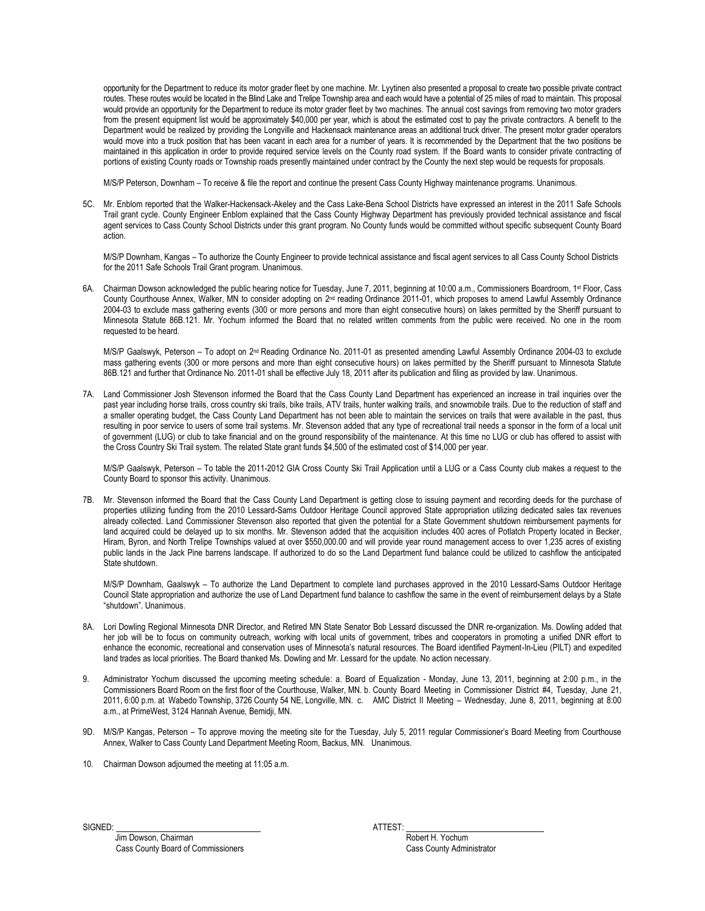opportunity for the Department to reduce its motor grader fleet by one machine. Mr. Lyytinen also presented a proposal to create two possible private contract routes. These routes would be located in the Blind Lake and Trelipe Township area and each would have a potential of 25 miles of road to maintain. This proposal would provide an opportunity for the Department to reduce its motor grader fleet by two machines. The annual cost savings from removing two motor graders from the present equipment list would be approximately $40,000 per year, which is about the estimated cost to pay the private contractors. A benefit to the Department would be realized by providing the Longville and Hackensack maintenance areas an additional truck driver. The present motor grader operators would move into a truck position that has been vacant in each area for a number of years. It is recommended by the Department that the two positions be maintained in this application in order to provide required service levels on the County road system. If the Board wants to consider private contracting of portions of existing County roads or Township roads presently maintained under contract by the County the next step would be requests for proposals.

M/S/P Peterson, Downham – To receive & file the report and continue the present Cass County Highway maintenance programs. Unanimous.

5C. Mr. Enblom reported that the Walker-Hackensack-Akeley and the Cass Lake-Bena School Districts have expressed an interest in the 2011 Safe Schools Trail grant cycle. County Engineer Enblom explained that the Cass County Highway Department has previously provided technical assistance and fiscal agent services to Cass County School Districts under this grant program. No County funds would be committed without specific subsequent County Board action.

M/S/P Downham, Kangas – To authorize the County Engineer to provide technical assistance and fiscal agent services to all Cass County School Districts for the 2011 Safe Schools Trail Grant program. Unanimous.

6A. Chairman Dowson acknowledged the public hearing notice for Tuesday, June 7, 2011, beginning at 10:00 a.m., Commissioners Boardroom, 1st Floor, Cass County Courthouse Annex, Walker, MN to consider adopting on 2nd reading Ordinance 2011-01, which proposes to amend Lawful Assembly Ordinance 2004-03 to exclude mass gathering events (300 or more persons and more than eight consecutive hours) on lakes permitted by the Sheriff pursuant to Minnesota Statute 86B.121. Mr. Yochum informed the Board that no related written comments from the public were received. No one in the room requested to be heard.

M/S/P Gaalswyk, Peterson – To adopt on 2nd Reading Ordinance No. 2011-01 as presented amending Lawful Assembly Ordinance 2004-03 to exclude mass gathering events (300 or more persons and more than eight consecutive hours) on lakes permitted by the Sheriff pursuant to Minnesota Statute 86B.121 and further that Ordinance No. 2011-01 shall be effective July 18, 2011 after its publication and filing as provided by law. Unanimous.

7A. Land Commissioner Josh Stevenson informed the Board that the Cass County Land Department has experienced an increase in trail inquiries over the past year including horse trails, cross country ski trails, bike trails, ATV trails, hunter walking trails, and snowmobile trails. Due to the reduction of staff and a smaller operating budget, the Cass County Land Department has not been able to maintain the services on trails that were available in the past, thus resulting in poor service to users of some trail systems. Mr. Stevenson added that any type of recreational trail needs a sponsor in the form of a local unit of government (LUG) or club to take financial and on the ground responsibility of the maintenance. At this time no LUG or club has offered to assist with the Cross Country Ski Trail system. The related State grant funds $4,500 of the estimated cost of $14,000 per year.

M/S/P Gaalswyk, Peterson – To table the 2011-2012 GIA Cross County Ski Trail Application until a LUG or a Cass County club makes a request to the County Board to sponsor this activity. Unanimous.

7B. Mr. Stevenson informed the Board that the Cass County Land Department is getting close to issuing payment and recording deeds for the purchase of properties utilizing funding from the 2010 Lessard-Sams Outdoor Heritage Council approved State appropriation utilizing dedicated sales tax revenues already collected. Land Commissioner Stevenson also reported that given the potential for a State Government shutdown reimbursement payments for land acquired could be delayed up to six months. Mr. Stevenson added that the acquisition includes 400 acres of Potlatch Property located in Becker, Hiram, Byron, and North Trelipe Townships valued at over $550,000.00 and will provide year round management access to over 1,235 acres of existing public lands in the Jack Pine barrens landscape. If authorized to do so the Land Department fund balance could be utilized to cashflow the anticipated State shutdown.

M/S/P Downham, Gaalswyk – To authorize the Land Department to complete land purchases approved in the 2010 Lessard-Sams Outdoor Heritage Council State appropriation and authorize the use of Land Department fund balance to cashflow the same in the event of reimbursement delays by a State "shutdown". Unanimous.

8A. Lori Dowling Regional Minnesota DNR Director, and Retired MN State Senator Bob Lessard discussed the DNR re-organization. Ms. Dowling added that her job will be to focus on community outreach, working with local units of government, tribes and cooperators in promoting a unified DNR effort to enhance the economic, recreational and conservation uses of Minnesota's natural resources. The Board identified Payment-In-Lieu (PILT) and expedited land trades as local priorities. The Board thanked Ms. Dowling and Mr. Lessard for the update. No action necessary.

9. Administrator Yochum discussed the upcoming meeting schedule: a. Board of Equalization - Monday, June 13, 2011, beginning at 2:00 p.m., in the Commissioners Board Room on the first floor of the Courthouse, Walker, MN. b. County Board Meeting in Commissioner District #4, Tuesday, June 21, 2011, 6:00 p.m. at Wabedo Township, 3726 County 54 NE, Longville, MN. c. AMC District II Meeting – Wednesday, June 8, 2011, beginning at 8:00 a.m., at PrimeWest, 3124 Hannah Avenue, Bemidji, MN.

9D. M/S/P Kangas, Peterson – To approve moving the meeting site for the Tuesday, July 5, 2011 regular Commissioner's Board Meeting from Courthouse Annex, Walker to Cass County Land Department Meeting Room, Backus, MN. Unanimous.

10. Chairman Dowson adjourned the meeting at 11:05 a.m.

SIGNED: ______________________________
Jim Dowson, Chairman
Cass County Board of Commissioners

ATTEST: ______________________________
Robert H. Yochum
Cass County Administrator